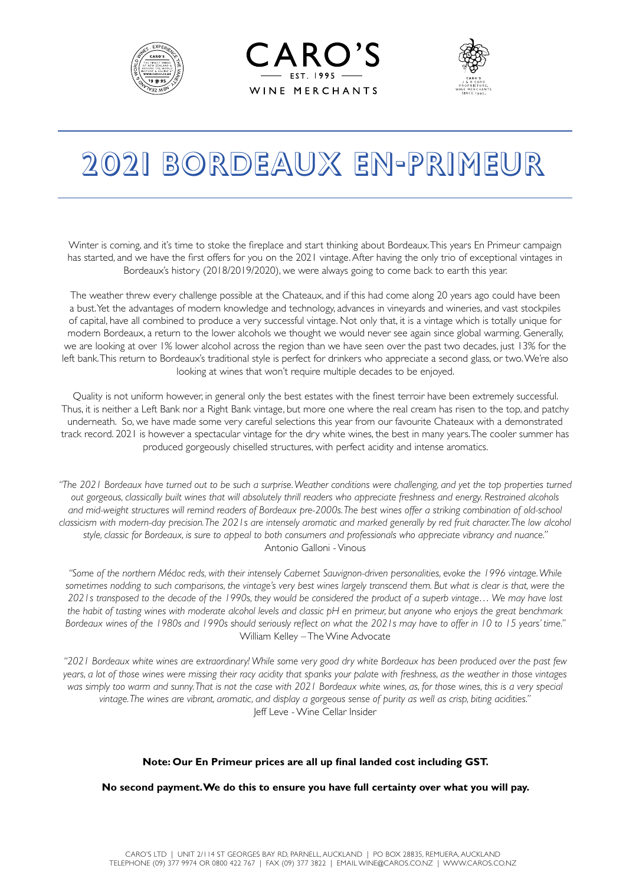CARO'S

EST. 1995

WINE MERCHANTS

# 2021 BORDEAUX EN-PRIMEUR

Winter is coming, and it's time to stoke the fireplace and start thinking about Bordeaux. This years En Primeur campaign has started, and we have the first offers for you on the 2021 vintage. After having the only trio of exceptional vintages in Bordeaux's history (2018/2019/2020), we were always going to come back to earth this year.

The weather threw every challenge possible at the Chateaux, and if this had come along 20 years ago could have been a bust. Yet the advantages of modern knowledge and technology, advances in vineyards and wineries, and vast stockpiles of capital, have all combined to produce a very successful vintage. Not only that, it is a vintage which is totally unique for modern Bordeaux, a return to the lower alcohols we thought we would never see again since global warming. Generally, we are looking at over 1% lower alcohol across the region than we have seen over the past two decades, just 13% for the left bank. This return to Bordeaux's traditional style is perfect for drinkers who appreciate a second glass, or two. We're also looking at wines that won't require multiple decades to be enjoyed.

Quality is not uniform however, in general only the best estates with the finest terroir have been extremely successful. Thus, it is neither a Left Bank nor a Right Bank vintage, but more one where the real cream has risen to the top, and patchy underneath. So, we have made some very careful selections this year from our favourite Chateaux with a demonstrated track record. 2021 is however a spectacular vintage for the dry white wines, the best in many years. The cooler summer has produced gorgeously chiselled structures, with perfect acidity and intense aromatics.

*"The 2021 Bordeaux have turned out to be such a surprise. Weather conditions were challenging, and yet the top properties turned out gorgeous, classically built wines that will absolutely thrill readers who appreciate freshness and energy. Restrained alcohols and mid-weight structures will remind readers of Bordeaux pre-2000s. The best wines offer a striking combination of old-school classicism with modern-day precision. The 2021s are intensely aromatic and marked generally by red fruit character. The low alcohol style, classic for Bordeaux, is sure to appeal to both consumers and professionals who appreciate vibrancy and nuance."*
Antonio Galloni - Vinous

*"Some of the northern Médoc reds, with their intensely Cabernet Sauvignon-driven personalities, evoke the 1996 vintage. While sometimes nodding to such comparisons, the vintage's very best wines largely transcend them. But what is clear is that, were the 2021s transposed to the decade of the 1990s, they would be considered the product of a superb vintage… We may have lost the habit of tasting wines with moderate alcohol levels and classic pH en primeur, but anyone who enjoys the great benchmark Bordeaux wines of the 1980s and 1990s should seriously reflect on what the 2021s may have to offer in 10 to 15 years' time."*
William Kelley – The Wine Advocate

*"2021 Bordeaux white wines are extraordinary! While some very good dry white Bordeaux has been produced over the past few years, a lot of those wines were missing their racy acidity that spanks your palate with freshness, as the weather in those vintages was simply too warm and sunny. That is not the case with 2021 Bordeaux white wines, as, for those wines, this is a very special vintage. The wines are vibrant, aromatic, and display a gorgeous sense of purity as well as crisp, biting acidities."*
Jeff Leve - Wine Cellar Insider

**Note: Our En Primeur prices are all up final landed cost including GST.**

**No second payment. We do this to ensure you have full certainty over what you will pay.**

CARO'S LTD | UNIT 2/114 ST GEORGES BAY RD, PARNELL, AUCKLAND | PO BOX 28835, REMUERA, AUCKLAND
TELEPHONE (09) 377 9974 OR 0800 422 767 | FAX (09) 377 3822 | EMAIL WINE@CAROS.CO.NZ | WWW.CAROS.CO.NZ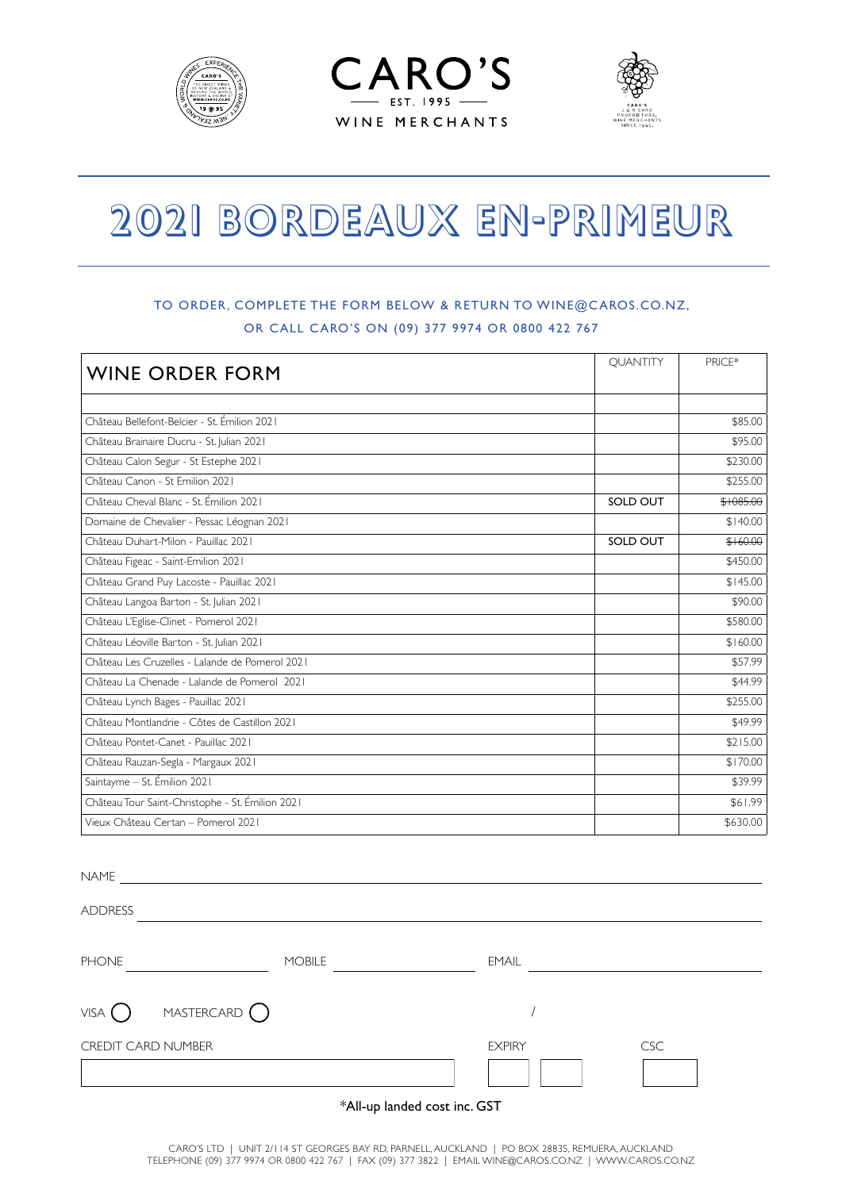# CARO'S

EST. 1995

WINE MERCHANTS

# 2021 BORDEAUX EN-PRIMEUR

TO ORDER, COMPLETE THE FORM BELOW & RETURN TO WINE@CAROS.CO.NZ,
OR CALL CARO'S ON (09) 377 9974 OR 0800 422 767

| WINE ORDER FORM | QUANTITY | PRICE* |
|---|---|---|
| | | |
| Château Bellefont-Belcier - St. Émilion 2021 | | $85.00 |
| Château Brainaire Ducru - St. Julian 2021 | | $95.00 |
| Château Calon Segur - St Estephe 2021 | | $230.00 |
| Château Canon - St Emilion 2021 | | $255.00 |
| Château Cheval Blanc - St. Émilion 2021 | **SOLD OUT** | ~~$1085.00~~ |
| Domaine de Chevalier - Pessac Léognan 2021 | | $140.00 |
| Château Duhart-Milon - Pauillac 2021 | **SOLD OUT** | ~~$160.00~~ |
| Château Figeac - Saint-Emilion 2021 | | $450.00 |
| Château Grand Puy Lacoste - Pauillac 2021 | | $145.00 |
| Château Langoa Barton - St. Julian 2021 | | $90.00 |
| Château L'Eglise-Clinet - Pomerol 2021 | | $580.00 |
| Château Léoville Barton - St. Julian 2021 | | $160.00 |
| Château Les Cruzelles - Lalande de Pomerol 2021 | | $57.99 |
| Château La Chenade - Lalande de Pomerol 2021 | | $44.99 |
| Château Lynch Bages - Pauillac 2021 | | $255.00 |
| Château Montlandrie - Côtes de Castillon 2021 | | $49.99 |
| Château Pontet-Canet - Pauillac 2021 | | $215.00 |
| Château Rauzan-Segla - Margaux 2021 | | $170.00 |
| Saintayme – St. Émilion 2021 | | $39.99 |
| Château Tour Saint-Christophe - St. Émilion 2021 | | $61.99 |
| Vieux Château Certan – Pomerol 2021 | | $630.00 |

NAME

ADDRESS

PHONE MOBILE EMAIL

VISA ◯ MASTERCARD ◯

CREDIT CARD NUMBER EXPIRY / CSC

*All-up landed cost inc. GST

CARO'S LTD | UNIT 2/114 ST GEORGES BAY RD, PARNELL, AUCKLAND | PO BOX 28835, REMUERA, AUCKLAND
TELEPHONE (09) 377 9974 OR 0800 422 767 | FAX (09) 377 3822 | EMAIL WINE@CAROS.CO.NZ | WWW.CAROS.CO.NZ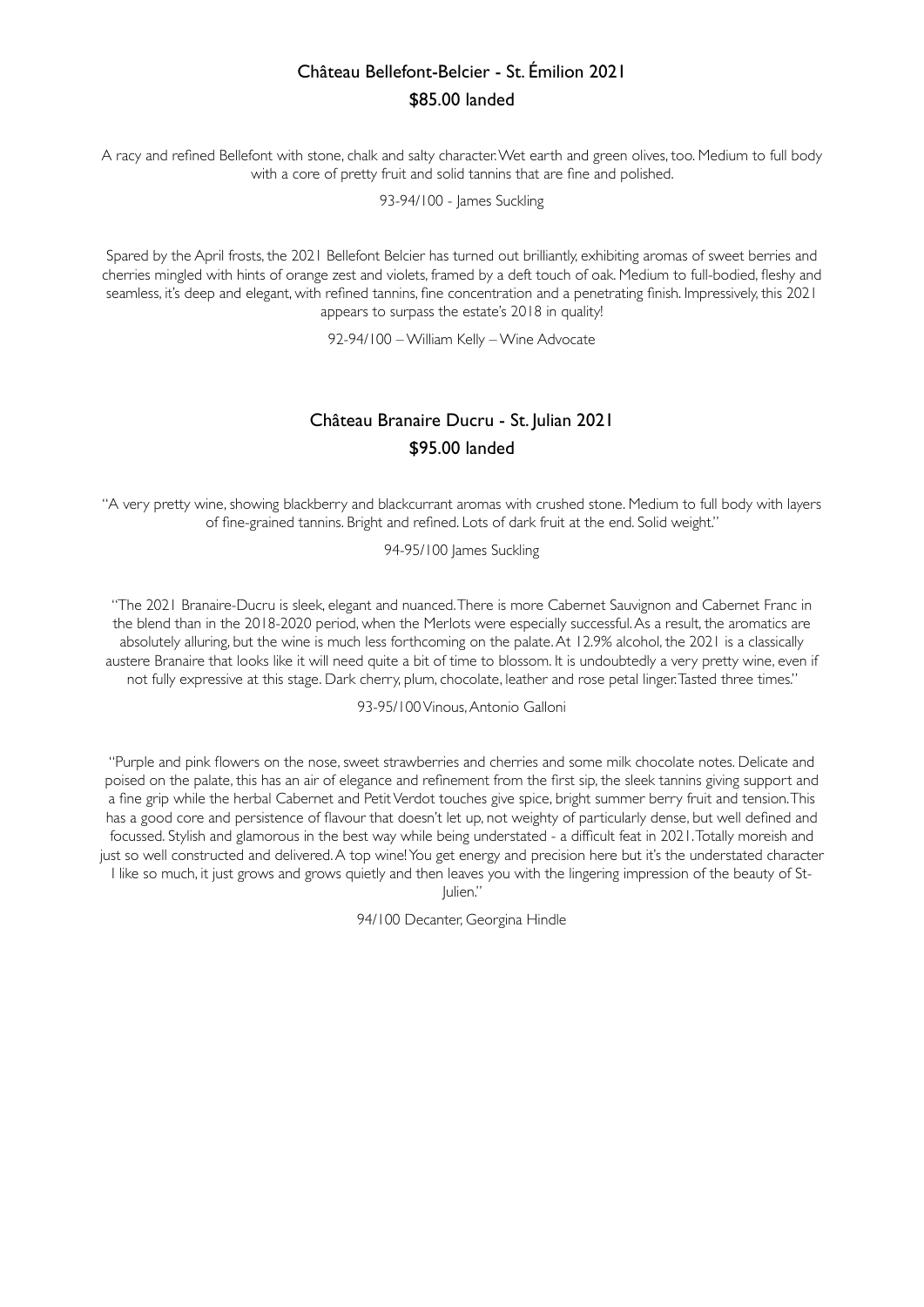## Château Bellefont-Belcier - St. Émilion 2021

**$85.00 landed**

A racy and refined Bellefont with stone, chalk and salty character. Wet earth and green olives, too. Medium to full body with a core of pretty fruit and solid tannins that are fine and polished.

93-94/100 - James Suckling

Spared by the April frosts, the 2021 Bellefont Belcier has turned out brilliantly, exhibiting aromas of sweet berries and cherries mingled with hints of orange zest and violets, framed by a deft touch of oak. Medium to full-bodied, fleshy and seamless, it's deep and elegant, with refined tannins, fine concentration and a penetrating finish. Impressively, this 2021 appears to surpass the estate's 2018 in quality!

92-94/100 – William Kelly – Wine Advocate

## Château Branaire Ducru - St. Julian 2021

**$95.00 landed**

"A very pretty wine, showing blackberry and blackcurrant aromas with crushed stone. Medium to full body with layers of fine-grained tannins. Bright and refined. Lots of dark fruit at the end. Solid weight."

94-95/100 James Suckling

"The 2021 Branaire-Ducru is sleek, elegant and nuanced. There is more Cabernet Sauvignon and Cabernet Franc in the blend than in the 2018-2020 period, when the Merlots were especially successful. As a result, the aromatics are absolutely alluring, but the wine is much less forthcoming on the palate. At 12.9% alcohol, the 2021 is a classically austere Branaire that looks like it will need quite a bit of time to blossom. It is undoubtedly a very pretty wine, even if not fully expressive at this stage. Dark cherry, plum, chocolate, leather and rose petal linger. Tasted three times."

93-95/100 Vinous, Antonio Galloni

"Purple and pink flowers on the nose, sweet strawberries and cherries and some milk chocolate notes. Delicate and poised on the palate, this has an air of elegance and refinement from the first sip, the sleek tannins giving support and a fine grip while the herbal Cabernet and Petit Verdot touches give spice, bright summer berry fruit and tension. This has a good core and persistence of flavour that doesn't let up, not weighty of particularly dense, but well defined and focussed. Stylish and glamorous in the best way while being understated - a difficult feat in 2021. Totally moreish and just so well constructed and delivered. A top wine! You get energy and precision here but it's the understated character I like so much, it just grows and grows quietly and then leaves you with the lingering impression of the beauty of St-Julien."

94/100 Decanter, Georgina Hindle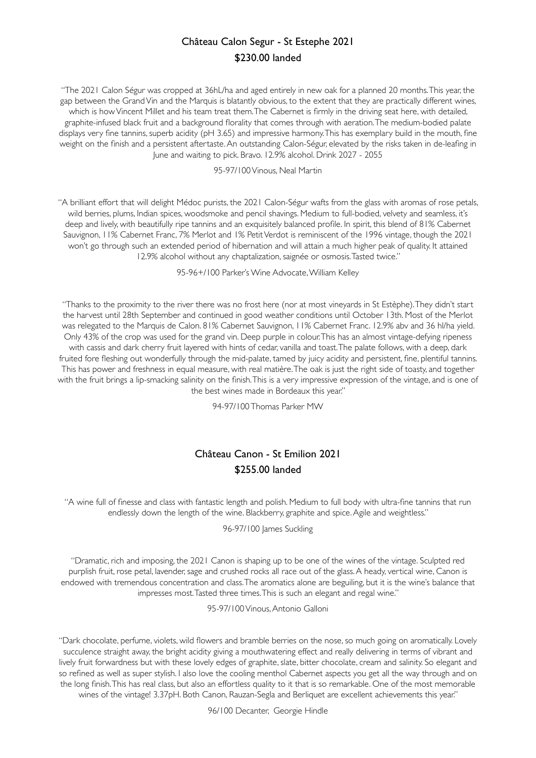## Château Calon Segur - St Estephe 2021

**$230.00 landed**

"The 2021 Calon Ségur was cropped at 36hL/ha and aged entirely in new oak for a planned 20 months. This year, the gap between the Grand Vin and the Marquis is blatantly obvious, to the extent that they are practically different wines, which is how Vincent Millet and his team treat them. The Cabernet is firmly in the driving seat here, with detailed, graphite-infused black fruit and a background florality that comes through with aeration. The medium-bodied palate displays very fine tannins, superb acidity (pH 3.65) and impressive harmony. This has exemplary build in the mouth, fine weight on the finish and a persistent aftertaste. An outstanding Calon-Ségur, elevated by the risks taken in de-leafing in June and waiting to pick. Bravo. 12.9% alcohol. Drink 2027 - 2055

95-97/100 Vinous, Neal Martin

"A brilliant effort that will delight Médoc purists, the 2021 Calon-Ségur wafts from the glass with aromas of rose petals, wild berries, plums, Indian spices, woodsmoke and pencil shavings. Medium to full-bodied, velvety and seamless, it's deep and lively, with beautifully ripe tannins and an exquisitely balanced profile. In spirit, this blend of 81% Cabernet Sauvignon, 11% Cabernet Franc, 7% Merlot and 1% Petit Verdot is reminiscent of the 1996 vintage, though the 2021 won't go through such an extended period of hibernation and will attain a much higher peak of quality. It attained 12.9% alcohol without any chaptalization, saignée or osmosis. Tasted twice."

95-96+/100 Parker's Wine Advocate, William Kelley

"Thanks to the proximity to the river there was no frost here (nor at most vineyards in St Estèphe). They didn't start the harvest until 28th September and continued in good weather conditions until October 13th. Most of the Merlot was relegated to the Marquis de Calon. 81% Cabernet Sauvignon, 11% Cabernet Franc. 12.9% abv and 36 hl/ha yield. Only 43% of the crop was used for the grand vin. Deep purple in colour. This has an almost vintage-defying ripeness with cassis and dark cherry fruit layered with hints of cedar, vanilla and toast. The palate follows, with a deep, dark fruited fore fleshing out wonderfully through the mid-palate, tamed by juicy acidity and persistent, fine, plentiful tannins. This has power and freshness in equal measure, with real matière. The oak is just the right side of toasty, and together with the fruit brings a lip-smacking salinity on the finish. This is a very impressive expression of the vintage, and is one of the best wines made in Bordeaux this year."

94-97/100 Thomas Parker MW

## Château Canon - St Emilion 2021

**$255.00 landed**

"A wine full of finesse and class with fantastic length and polish. Medium to full body with ultra-fine tannins that run endlessly down the length of the wine. Blackberry, graphite and spice. Agile and weightless."

96-97/100 James Suckling

"Dramatic, rich and imposing, the 2021 Canon is shaping up to be one of the wines of the vintage. Sculpted red purplish fruit, rose petal, lavender, sage and crushed rocks all race out of the glass. A heady, vertical wine, Canon is endowed with tremendous concentration and class. The aromatics alone are beguiling, but it is the wine's balance that impresses most. Tasted three times. This is such an elegant and regal wine."

95-97/100 Vinous, Antonio Galloni

"Dark chocolate, perfume, violets, wild flowers and bramble berries on the nose, so much going on aromatically. Lovely succulence straight away, the bright acidity giving a mouthwatering effect and really delivering in terms of vibrant and lively fruit forwardness but with these lovely edges of graphite, slate, bitter chocolate, cream and salinity. So elegant and so refined as well as super stylish. I also love the cooling menthol Cabernet aspects you get all the way through and on the long finish. This has real class, but also an effortless quality to it that is so remarkable. One of the most memorable wines of the vintage! 3.37pH. Both Canon, Rauzan-Segla and Berliquet are excellent achievements this year."

96/100 Decanter, Georgie Hindle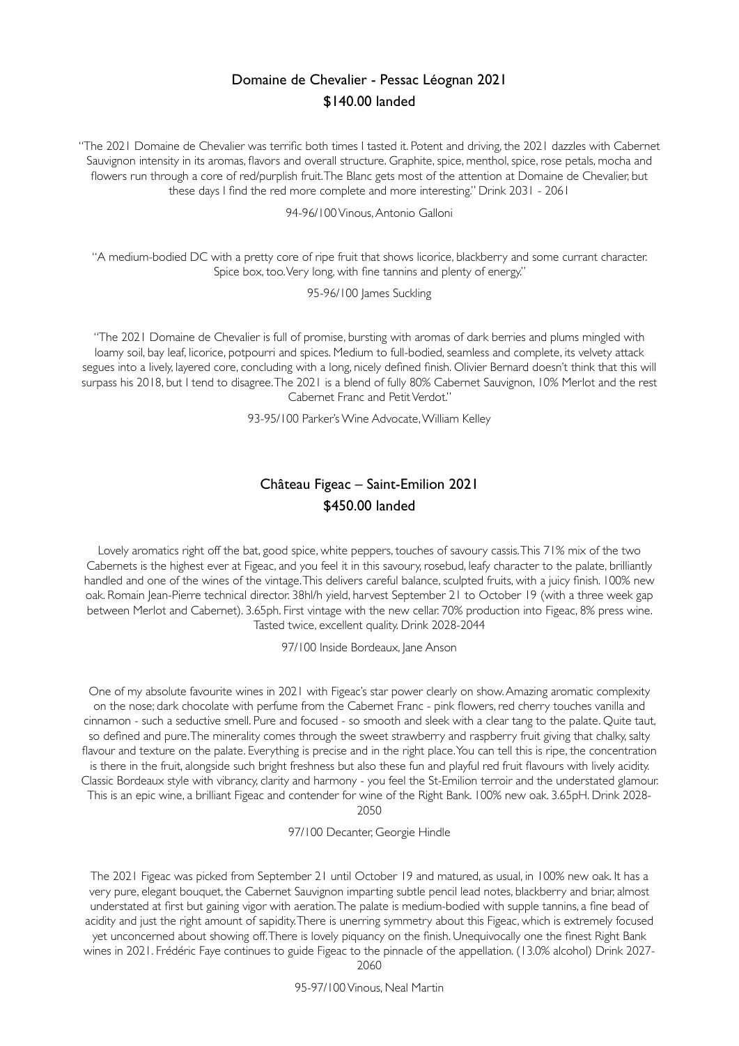## Domaine de Chevalier - Pessac Léognan 2021
## $140.00 landed

"The 2021 Domaine de Chevalier was terrific both times I tasted it. Potent and driving, the 2021 dazzles with Cabernet Sauvignon intensity in its aromas, flavors and overall structure. Graphite, spice, menthol, spice, rose petals, mocha and flowers run through a core of red/purplish fruit. The Blanc gets most of the attention at Domaine de Chevalier, but these days I find the red more complete and more interesting." Drink 2031 - 2061

94-96/100 Vinous, Antonio Galloni

"A medium-bodied DC with a pretty core of ripe fruit that shows licorice, blackberry and some currant character. Spice box, too. Very long, with fine tannins and plenty of energy."

95-96/100 James Suckling

"The 2021 Domaine de Chevalier is full of promise, bursting with aromas of dark berries and plums mingled with loamy soil, bay leaf, licorice, potpourri and spices. Medium to full-bodied, seamless and complete, its velvety attack segues into a lively, layered core, concluding with a long, nicely defined finish. Olivier Bernard doesn't think that this will surpass his 2018, but I tend to disagree. The 2021 is a blend of fully 80% Cabernet Sauvignon, 10% Merlot and the rest Cabernet Franc and Petit Verdot."

93-95/100 Parker's Wine Advocate, William Kelley

## Château Figeac – Saint-Emilion 2021
## $450.00 landed

Lovely aromatics right off the bat, good spice, white peppers, touches of savoury cassis. This 71% mix of the two Cabernets is the highest ever at Figeac, and you feel it in this savoury, rosebud, leafy character to the palate, brilliantly handled and one of the wines of the vintage. This delivers careful balance, sculpted fruits, with a juicy finish. 100% new oak. Romain Jean-Pierre technical director. 38hl/h yield, harvest September 21 to October 19 (with a three week gap between Merlot and Cabernet). 3.65ph. First vintage with the new cellar. 70% production into Figeac, 8% press wine. Tasted twice, excellent quality. Drink 2028-2044

97/100 Inside Bordeaux, Jane Anson

One of my absolute favourite wines in 2021 with Figeac's star power clearly on show. Amazing aromatic complexity on the nose; dark chocolate with perfume from the Cabernet Franc - pink flowers, red cherry touches vanilla and cinnamon - such a seductive smell. Pure and focused - so smooth and sleek with a clear tang to the palate. Quite taut, so defined and pure. The minerality comes through the sweet strawberry and raspberry fruit giving that chalky, salty flavour and texture on the palate. Everything is precise and in the right place. You can tell this is ripe, the concentration is there in the fruit, alongside such bright freshness but also these fun and playful red fruit flavours with lively acidity. Classic Bordeaux style with vibrancy, clarity and harmony - you feel the St-Emilion terroir and the understated glamour. This is an epic wine, a brilliant Figeac and contender for wine of the Right Bank. 100% new oak. 3.65pH. Drink 2028-2050

97/100 Decanter, Georgie Hindle

The 2021 Figeac was picked from September 21 until October 19 and matured, as usual, in 100% new oak. It has a very pure, elegant bouquet, the Cabernet Sauvignon imparting subtle pencil lead notes, blackberry and briar, almost understated at first but gaining vigor with aeration. The palate is medium-bodied with supple tannins, a fine bead of acidity and just the right amount of sapidity. There is unerring symmetry about this Figeac, which is extremely focused yet unconcerned about showing off. There is lovely piquancy on the finish. Unequivocally one the finest Right Bank wines in 2021. Frédéric Faye continues to guide Figeac to the pinnacle of the appellation. (13.0% alcohol) Drink 2027-2060

95-97/100 Vinous, Neal Martin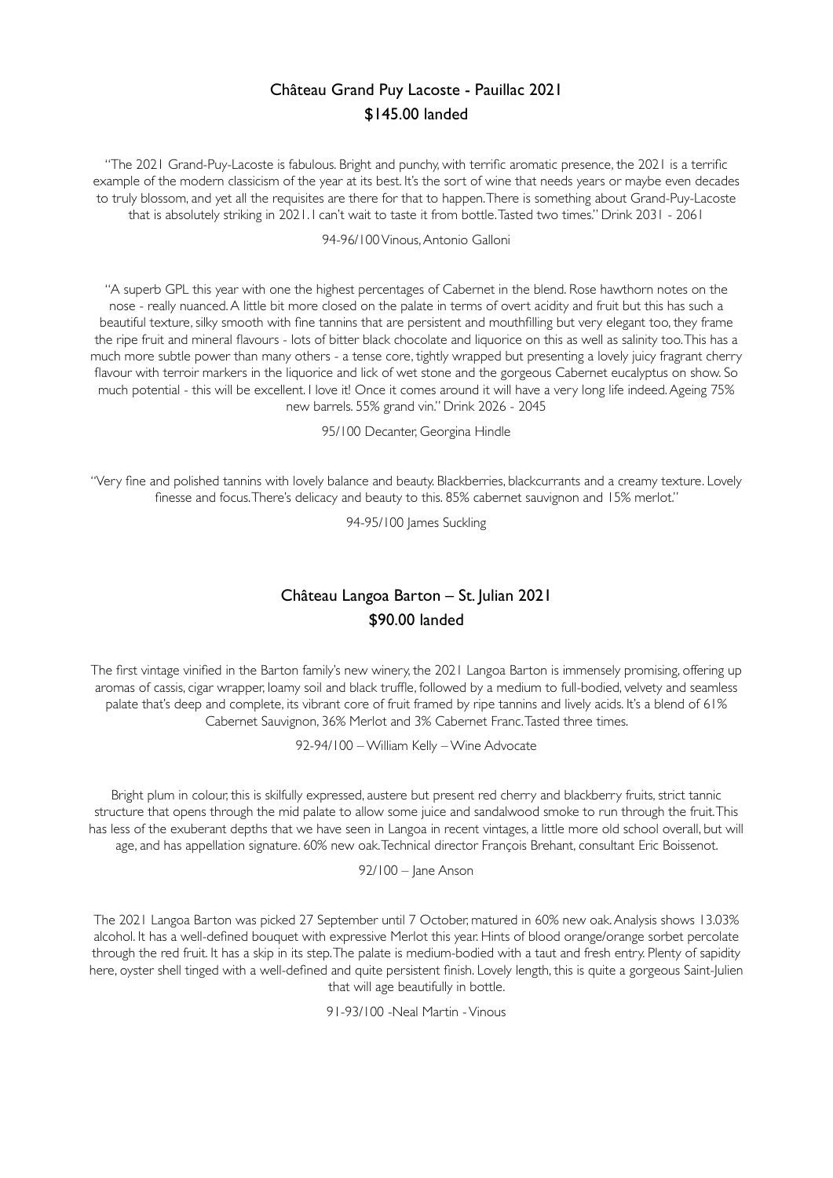## Château Grand Puy Lacoste - Pauillac 2021
### $145.00 landed

"The 2021 Grand-Puy-Lacoste is fabulous. Bright and punchy, with terrific aromatic presence, the 2021 is a terrific example of the modern classicism of the year at its best. It's the sort of wine that needs years or maybe even decades to truly blossom, and yet all the requisites are there for that to happen. There is something about Grand-Puy-Lacoste that is absolutely striking in 2021. I can't wait to taste it from bottle. Tasted two times." Drink 2031 - 2061

94-96/100 Vinous, Antonio Galloni

"A superb GPL this year with one the highest percentages of Cabernet in the blend. Rose hawthorn notes on the nose - really nuanced. A little bit more closed on the palate in terms of overt acidity and fruit but this has such a beautiful texture, silky smooth with fine tannins that are persistent and mouthfilling but very elegant too, they frame the ripe fruit and mineral flavours - lots of bitter black chocolate and liquorice on this as well as salinity too. This has a much more subtle power than many others - a tense core, tightly wrapped but presenting a lovely juicy fragrant cherry flavour with terroir markers in the liquorice and lick of wet stone and the gorgeous Cabernet eucalyptus on show. So much potential - this will be excellent. I love it! Once it comes around it will have a very long life indeed. Ageing 75% new barrels. 55% grand vin." Drink 2026 - 2045

95/100 Decanter, Georgina Hindle

"Very fine and polished tannins with lovely balance and beauty. Blackberries, blackcurrants and a creamy texture. Lovely finesse and focus. There's delicacy and beauty to this. 85% cabernet sauvignon and 15% merlot."

94-95/100 James Suckling

## Château Langoa Barton – St. Julian 2021
### $90.00 landed

The first vintage vinified in the Barton family's new winery, the 2021 Langoa Barton is immensely promising, offering up aromas of cassis, cigar wrapper, loamy soil and black truffle, followed by a medium to full-bodied, velvety and seamless palate that's deep and complete, its vibrant core of fruit framed by ripe tannins and lively acids. It's a blend of 61% Cabernet Sauvignon, 36% Merlot and 3% Cabernet Franc. Tasted three times.

92-94/100 – William Kelly – Wine Advocate

Bright plum in colour, this is skilfully expressed, austere but present red cherry and blackberry fruits, strict tannic structure that opens through the mid palate to allow some juice and sandalwood smoke to run through the fruit. This has less of the exuberant depths that we have seen in Langoa in recent vintages, a little more old school overall, but will age, and has appellation signature. 60% new oak. Technical director François Brehant, consultant Eric Boissenot.

92/100 – Jane Anson

The 2021 Langoa Barton was picked 27 September until 7 October, matured in 60% new oak. Analysis shows 13.03% alcohol. It has a well-defined bouquet with expressive Merlot this year. Hints of blood orange/orange sorbet percolate through the red fruit. It has a skip in its step. The palate is medium-bodied with a taut and fresh entry. Plenty of sapidity here, oyster shell tinged with a well-defined and quite persistent finish. Lovely length, this is quite a gorgeous Saint-Julien that will age beautifully in bottle.

91-93/100 -Neal Martin - Vinous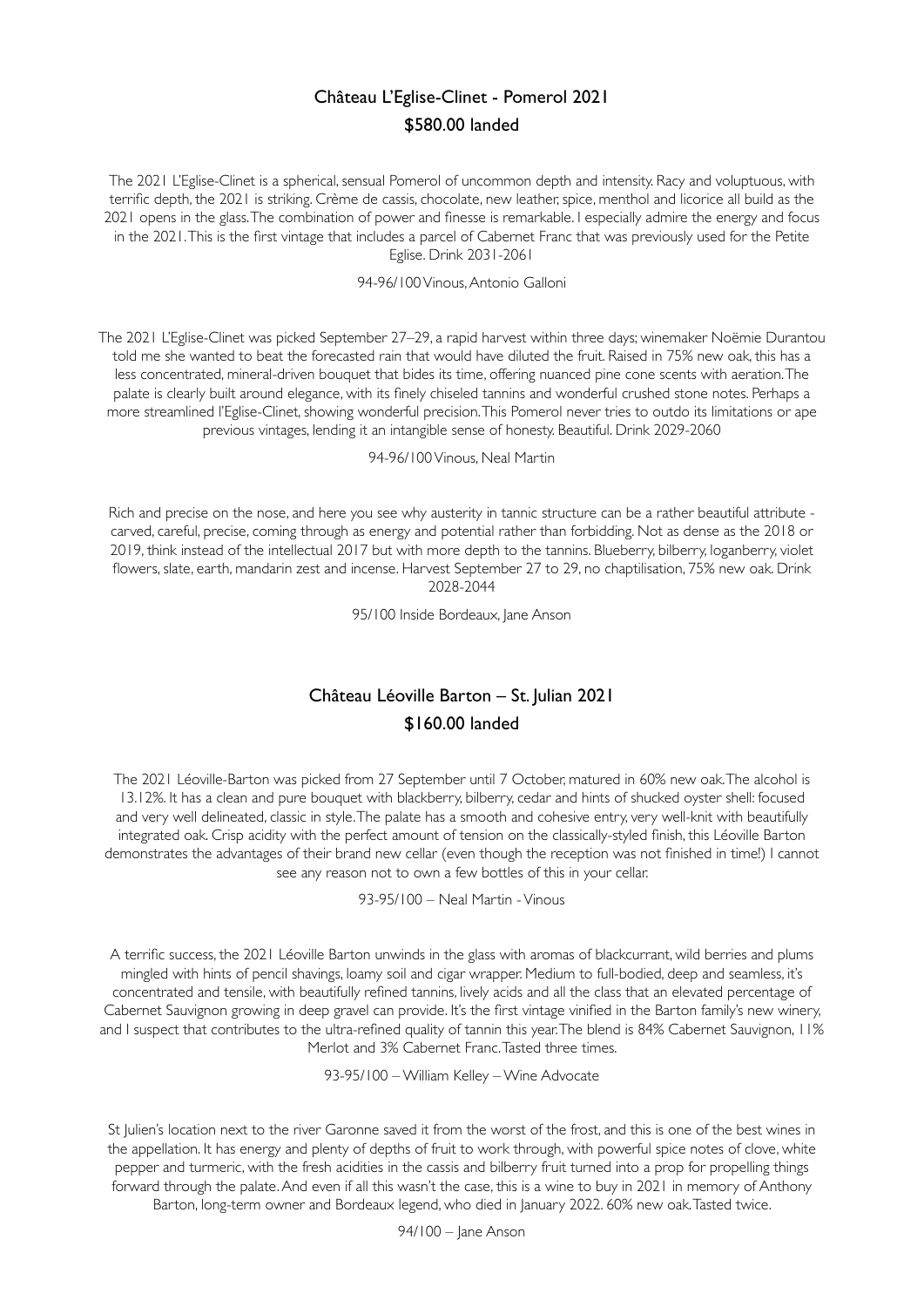## Château L'Eglise-Clinet - Pomerol 2021

**$580.00 landed**

The 2021 L'Eglise-Clinet is a spherical, sensual Pomerol of uncommon depth and intensity. Racy and voluptuous, with terrific depth, the 2021 is striking. Crème de cassis, chocolate, new leather, spice, menthol and licorice all build as the 2021 opens in the glass. The combination of power and finesse is remarkable. I especially admire the energy and focus in the 2021. This is the first vintage that includes a parcel of Cabernet Franc that was previously used for the Petite Eglise. Drink 2031-2061

94-96/100 Vinous, Antonio Galloni

The 2021 L'Eglise-Clinet was picked September 27–29, a rapid harvest within three days; winemaker Noëmie Durantou told me she wanted to beat the forecasted rain that would have diluted the fruit. Raised in 75% new oak, this has a less concentrated, mineral-driven bouquet that bides its time, offering nuanced pine cone scents with aeration. The palate is clearly built around elegance, with its finely chiseled tannins and wonderful crushed stone notes. Perhaps a more streamlined l'Eglise-Clinet, showing wonderful precision. This Pomerol never tries to outdo its limitations or ape previous vintages, lending it an intangible sense of honesty. Beautiful. Drink 2029-2060

94-96/100 Vinous, Neal Martin

Rich and precise on the nose, and here you see why austerity in tannic structure can be a rather beautiful attribute - carved, careful, precise, coming through as energy and potential rather than forbidding. Not as dense as the 2018 or 2019, think instead of the intellectual 2017 but with more depth to the tannins. Blueberry, bilberry, loganberry, violet flowers, slate, earth, mandarin zest and incense. Harvest September 27 to 29, no chaptilisation, 75% new oak. Drink 2028-2044

95/100 Inside Bordeaux, Jane Anson

## Château Léoville Barton – St. Julian 2021

**$160.00 landed**

The 2021 Léoville-Barton was picked from 27 September until 7 October, matured in 60% new oak. The alcohol is 13.12%. It has a clean and pure bouquet with blackberry, bilberry, cedar and hints of shucked oyster shell: focused and very well delineated, classic in style. The palate has a smooth and cohesive entry, very well-knit with beautifully integrated oak. Crisp acidity with the perfect amount of tension on the classically-styled finish, this Léoville Barton demonstrates the advantages of their brand new cellar (even though the reception was not finished in time!) I cannot see any reason not to own a few bottles of this in your cellar.

93-95/100 – Neal Martin - Vinous

A terrific success, the 2021 Léoville Barton unwinds in the glass with aromas of blackcurrant, wild berries and plums mingled with hints of pencil shavings, loamy soil and cigar wrapper. Medium to full-bodied, deep and seamless, it's concentrated and tensile, with beautifully refined tannins, lively acids and all the class that an elevated percentage of Cabernet Sauvignon growing in deep gravel can provide. It's the first vintage vinified in the Barton family's new winery, and I suspect that contributes to the ultra-refined quality of tannin this year. The blend is 84% Cabernet Sauvignon, 11% Merlot and 3% Cabernet Franc. Tasted three times.

93-95/100 – William Kelley – Wine Advocate

St Julien's location next to the river Garonne saved it from the worst of the frost, and this is one of the best wines in the appellation. It has energy and plenty of depths of fruit to work through, with powerful spice notes of clove, white pepper and turmeric, with the fresh acidities in the cassis and bilberry fruit turned into a prop for propelling things forward through the palate. And even if all this wasn't the case, this is a wine to buy in 2021 in memory of Anthony Barton, long-term owner and Bordeaux legend, who died in January 2022. 60% new oak. Tasted twice.

94/100 – Jane Anson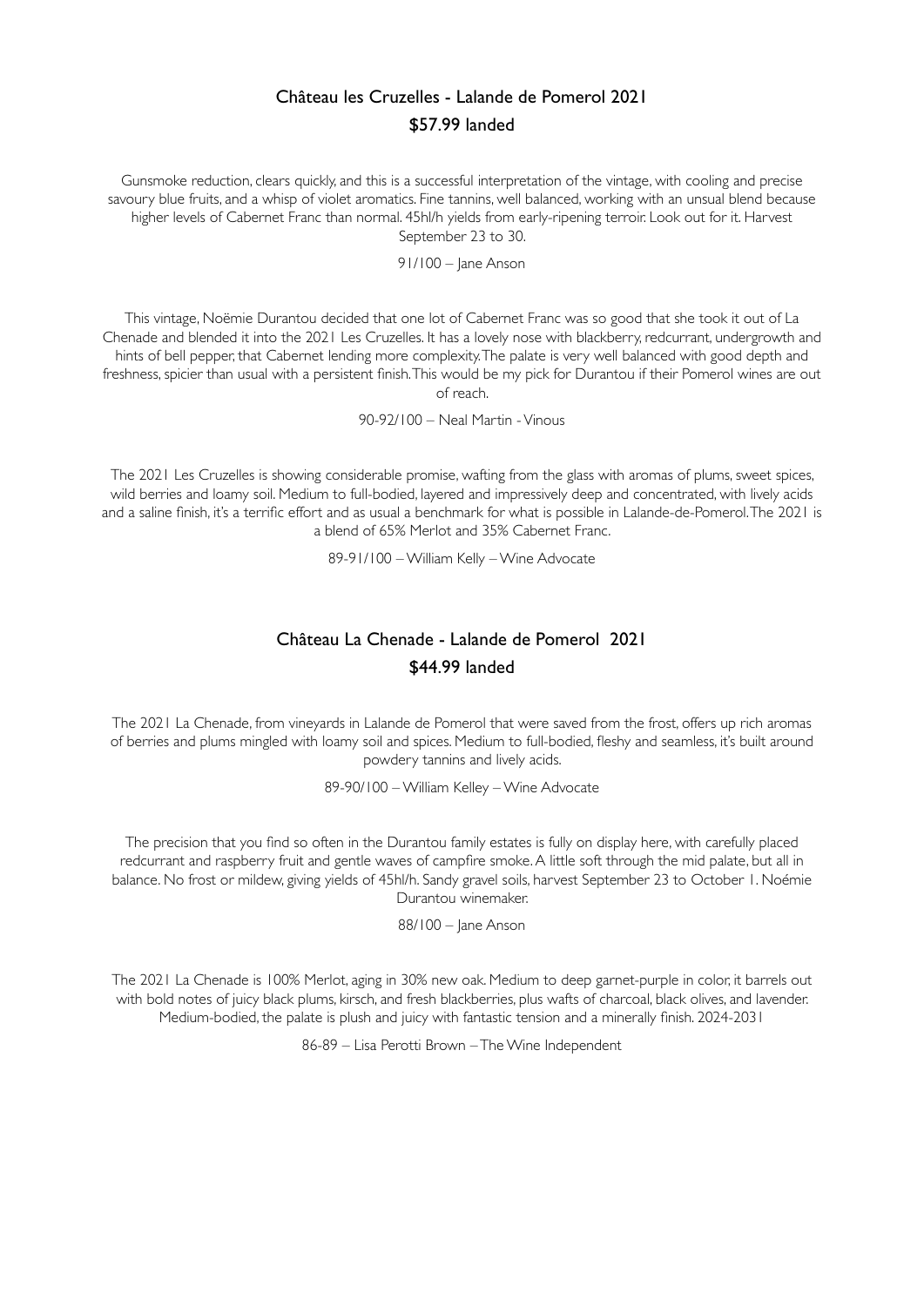## Château les Cruzelles - Lalande de Pomerol 2021

**$57.99 landed**

Gunsmoke reduction, clears quickly, and this is a successful interpretation of the vintage, with cooling and precise savoury blue fruits, and a whisp of violet aromatics. Fine tannins, well balanced, working with an unsual blend because higher levels of Cabernet Franc than normal. 45hl/h yields from early-ripening terroir. Look out for it. Harvest September 23 to 30.

91/100 – Jane Anson

This vintage, Noëmie Durantou decided that one lot of Cabernet Franc was so good that she took it out of La Chenade and blended it into the 2021 Les Cruzelles. It has a lovely nose with blackberry, redcurrant, undergrowth and hints of bell pepper, that Cabernet lending more complexity. The palate is very well balanced with good depth and freshness, spicier than usual with a persistent finish. This would be my pick for Durantou if their Pomerol wines are out of reach.

90-92/100 – Neal Martin - Vinous

The 2021 Les Cruzelles is showing considerable promise, wafting from the glass with aromas of plums, sweet spices, wild berries and loamy soil. Medium to full-bodied, layered and impressively deep and concentrated, with lively acids and a saline finish, it's a terrific effort and as usual a benchmark for what is possible in Lalande-de-Pomerol. The 2021 is a blend of 65% Merlot and 35% Cabernet Franc.

89-91/100 – William Kelly – Wine Advocate

## Château La Chenade - Lalande de Pomerol 2021

**$44.99 landed**

The 2021 La Chenade, from vineyards in Lalande de Pomerol that were saved from the frost, offers up rich aromas of berries and plums mingled with loamy soil and spices. Medium to full-bodied, fleshy and seamless, it's built around powdery tannins and lively acids.

89-90/100 – William Kelley – Wine Advocate

The precision that you find so often in the Durantou family estates is fully on display here, with carefully placed redcurrant and raspberry fruit and gentle waves of campfire smoke. A little soft through the mid palate, but all in balance. No frost or mildew, giving yields of 45hl/h. Sandy gravel soils, harvest September 23 to October 1. Noémie Durantou winemaker.

88/100 – Jane Anson

The 2021 La Chenade is 100% Merlot, aging in 30% new oak. Medium to deep garnet-purple in color, it barrels out with bold notes of juicy black plums, kirsch, and fresh blackberries, plus wafts of charcoal, black olives, and lavender. Medium-bodied, the palate is plush and juicy with fantastic tension and a minerally finish. 2024-2031

86-89 – Lisa Perotti Brown – The Wine Independent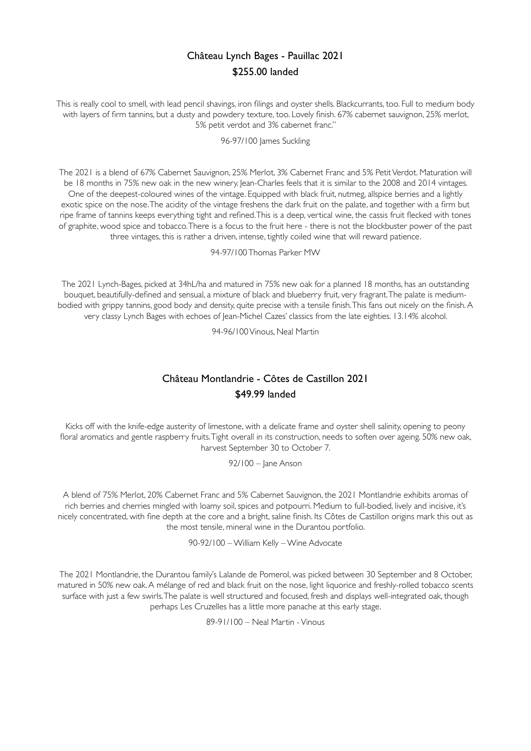## Château Lynch Bages - Pauillac 2021
## $255.00 landed

This is really cool to smell, with lead pencil shavings, iron filings and oyster shells. Blackcurrants, too. Full to medium body with layers of firm tannins, but a dusty and powdery texture, too. Lovely finish. 67% cabernet sauvignon, 25% merlot, 5% petit verdot and 3% cabernet franc."

96-97/100 James Suckling

The 2021 is a blend of 67% Cabernet Sauvignon, 25% Merlot, 3% Cabernet Franc and 5% Petit Verdot. Maturation will be 18 months in 75% new oak in the new winery. Jean-Charles feels that it is similar to the 2008 and 2014 vintages. One of the deepest-coloured wines of the vintage. Equipped with black fruit, nutmeg, allspice berries and a lightly exotic spice on the nose. The acidity of the vintage freshens the dark fruit on the palate, and together with a firm but ripe frame of tannins keeps everything tight and refined. This is a deep, vertical wine, the cassis fruit flecked with tones of graphite, wood spice and tobacco. There is a focus to the fruit here - there is not the blockbuster power of the past three vintages, this is rather a driven, intense, tightly coiled wine that will reward patience.

94-97/100 Thomas Parker MW

The 2021 Lynch-Bages, picked at 34hL/ha and matured in 75% new oak for a planned 18 months, has an outstanding bouquet, beautifully-defined and sensual, a mixture of black and blueberry fruit, very fragrant. The palate is medium-bodied with grippy tannins, good body and density, quite precise with a tensile finish. This fans out nicely on the finish. A very classy Lynch Bages with echoes of Jean-Michel Cazes' classics from the late eighties. 13.14% alcohol.

94-96/100 Vinous, Neal Martin

## Château Montlandrie - Côtes de Castillon 2021
## $49.99 landed

Kicks off with the knife-edge austerity of limestone, with a delicate frame and oyster shell salinity, opening to peony floral aromatics and gentle raspberry fruits. Tight overall in its construction, needs to soften over ageing. 50% new oak, harvest September 30 to October 7.

92/100 – Jane Anson

A blend of 75% Merlot, 20% Cabernet Franc and 5% Cabernet Sauvignon, the 2021 Montlandrie exhibits aromas of rich berries and cherries mingled with loamy soil, spices and potpourri. Medium to full-bodied, lively and incisive, it's nicely concentrated, with fine depth at the core and a bright, saline finish. Its Côtes de Castillon origins mark this out as the most tensile, mineral wine in the Durantou portfolio.

90-92/100 – William Kelly – Wine Advocate

The 2021 Montlandrie, the Durantou family's Lalande de Pomerol, was picked between 30 September and 8 October, matured in 50% new oak. A mélange of red and black fruit on the nose, light liquorice and freshly-rolled tobacco scents surface with just a few swirls. The palate is well structured and focused, fresh and displays well-integrated oak, though perhaps Les Cruzelles has a little more panache at this early stage.

89-91/100 – Neal Martin - Vinous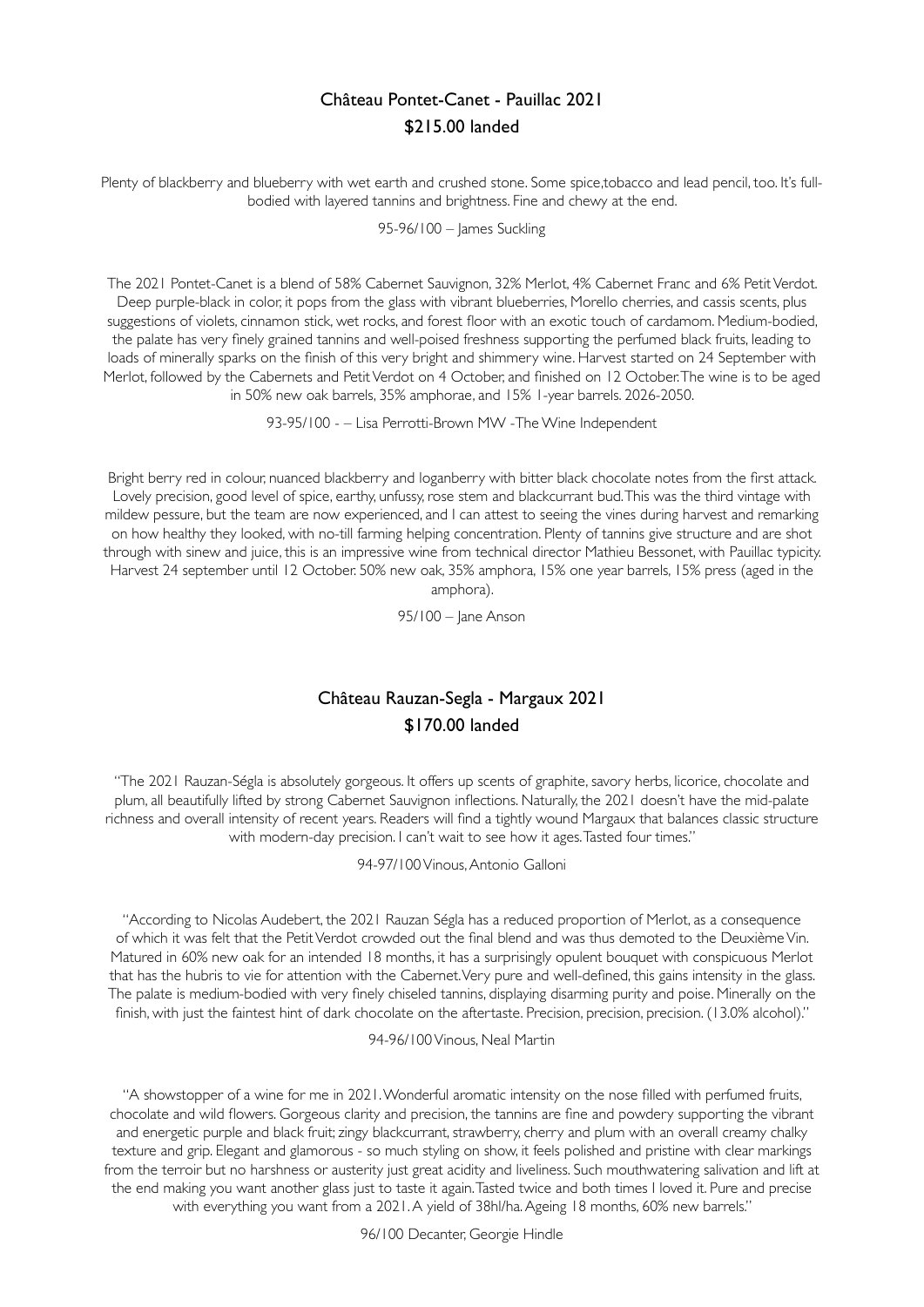## Château Pontet-Canet - Pauillac 2021

**$215.00 landed**

Plenty of blackberry and blueberry with wet earth and crushed stone. Some spice,tobacco and lead pencil, too. It's full-bodied with layered tannins and brightness. Fine and chewy at the end.

95-96/100 – James Suckling

The 2021 Pontet-Canet is a blend of 58% Cabernet Sauvignon, 32% Merlot, 4% Cabernet Franc and 6% Petit Verdot. Deep purple-black in color, it pops from the glass with vibrant blueberries, Morello cherries, and cassis scents, plus suggestions of violets, cinnamon stick, wet rocks, and forest floor with an exotic touch of cardamom. Medium-bodied, the palate has very finely grained tannins and well-poised freshness supporting the perfumed black fruits, leading to loads of minerally sparks on the finish of this very bright and shimmery wine. Harvest started on 24 September with Merlot, followed by the Cabernets and Petit Verdot on 4 October, and finished on 12 October. The wine is to be aged in 50% new oak barrels, 35% amphorae, and 15% 1-year barrels. 2026-2050.

93-95/100 - – Lisa Perrotti-Brown MW -The Wine Independent

Bright berry red in colour, nuanced blackberry and loganberry with bitter black chocolate notes from the first attack. Lovely precision, good level of spice, earthy, unfussy, rose stem and blackcurrant bud. This was the third vintage with mildew pessure, but the team are now experienced, and I can attest to seeing the vines during harvest and remarking on how healthy they looked, with no-till farming helping concentration. Plenty of tannins give structure and are shot through with sinew and juice, this is an impressive wine from technical director Mathieu Bessonet, with Pauillac typicity. Harvest 24 september until 12 October. 50% new oak, 35% amphora, 15% one year barrels, 15% press (aged in the amphora).

95/100 – Jane Anson

## Château Rauzan-Segla - Margaux 2021

**$170.00 landed**

"The 2021 Rauzan-Ségla is absolutely gorgeous. It offers up scents of graphite, savory herbs, licorice, chocolate and plum, all beautifully lifted by strong Cabernet Sauvignon inflections. Naturally, the 2021 doesn't have the mid-palate richness and overall intensity of recent years. Readers will find a tightly wound Margaux that balances classic structure with modern-day precision. I can't wait to see how it ages. Tasted four times."

94-97/100 Vinous, Antonio Galloni

"According to Nicolas Audebert, the 2021 Rauzan Ségla has a reduced proportion of Merlot, as a consequence of which it was felt that the Petit Verdot crowded out the final blend and was thus demoted to the Deuxième Vin. Matured in 60% new oak for an intended 18 months, it has a surprisingly opulent bouquet with conspicuous Merlot that has the hubris to vie for attention with the Cabernet. Very pure and well-defined, this gains intensity in the glass. The palate is medium-bodied with very finely chiseled tannins, displaying disarming purity and poise. Minerally on the finish, with just the faintest hint of dark chocolate on the aftertaste. Precision, precision, precision. (13.0% alcohol)."

94-96/100 Vinous, Neal Martin

"A showstopper of a wine for me in 2021. Wonderful aromatic intensity on the nose filled with perfumed fruits, chocolate and wild flowers. Gorgeous clarity and precision, the tannins are fine and powdery supporting the vibrant and energetic purple and black fruit; zingy blackcurrant, strawberry, cherry and plum with an overall creamy chalky texture and grip. Elegant and glamorous - so much styling on show, it feels polished and pristine with clear markings from the terroir but no harshness or austerity just great acidity and liveliness. Such mouthwatering salivation and lift at the end making you want another glass just to taste it again. Tasted twice and both times I loved it. Pure and precise with everything you want from a 2021. A yield of 38hl/ha. Ageing 18 months, 60% new barrels."

96/100 Decanter, Georgie Hindle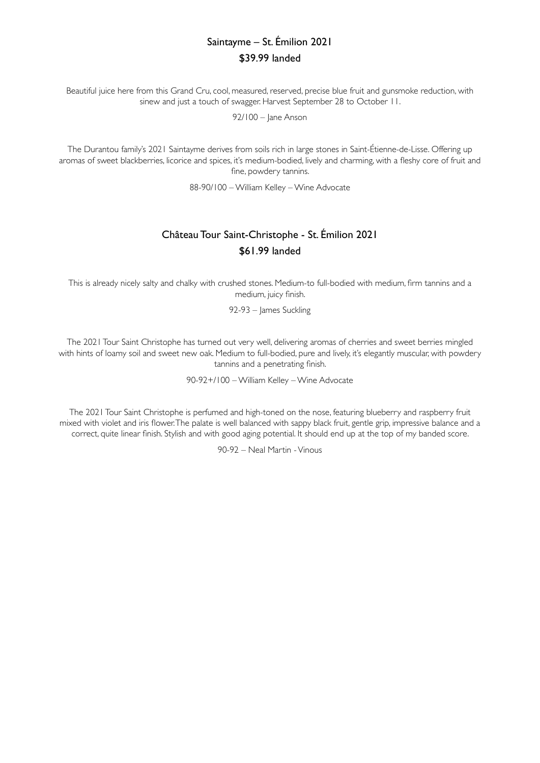## Saintayme – St. Émilion 2021

**$39.99 landed**

Beautiful juice here from this Grand Cru, cool, measured, reserved, precise blue fruit and gunsmoke reduction, with sinew and just a touch of swagger. Harvest September 28 to October 11.

92/100 – Jane Anson

The Durantou family's 2021 Saintayme derives from soils rich in large stones in Saint-Étienne-de-Lisse. Offering up aromas of sweet blackberries, licorice and spices, it's medium-bodied, lively and charming, with a fleshy core of fruit and fine, powdery tannins.

88-90/100 – William Kelley – Wine Advocate

## Château Tour Saint-Christophe - St. Émilion 2021

**$61.99 landed**

This is already nicely salty and chalky with crushed stones. Medium-to full-bodied with medium, firm tannins and a medium, juicy finish.

92-93 – James Suckling

The 2021 Tour Saint Christophe has turned out very well, delivering aromas of cherries and sweet berries mingled with hints of loamy soil and sweet new oak. Medium to full-bodied, pure and lively, it's elegantly muscular, with powdery tannins and a penetrating finish.

90-92+/100 – William Kelley – Wine Advocate

The 2021 Tour Saint Christophe is perfumed and high-toned on the nose, featuring blueberry and raspberry fruit mixed with violet and iris flower. The palate is well balanced with sappy black fruit, gentle grip, impressive balance and a correct, quite linear finish. Stylish and with good aging potential. It should end up at the top of my banded score.

90-92 – Neal Martin - Vinous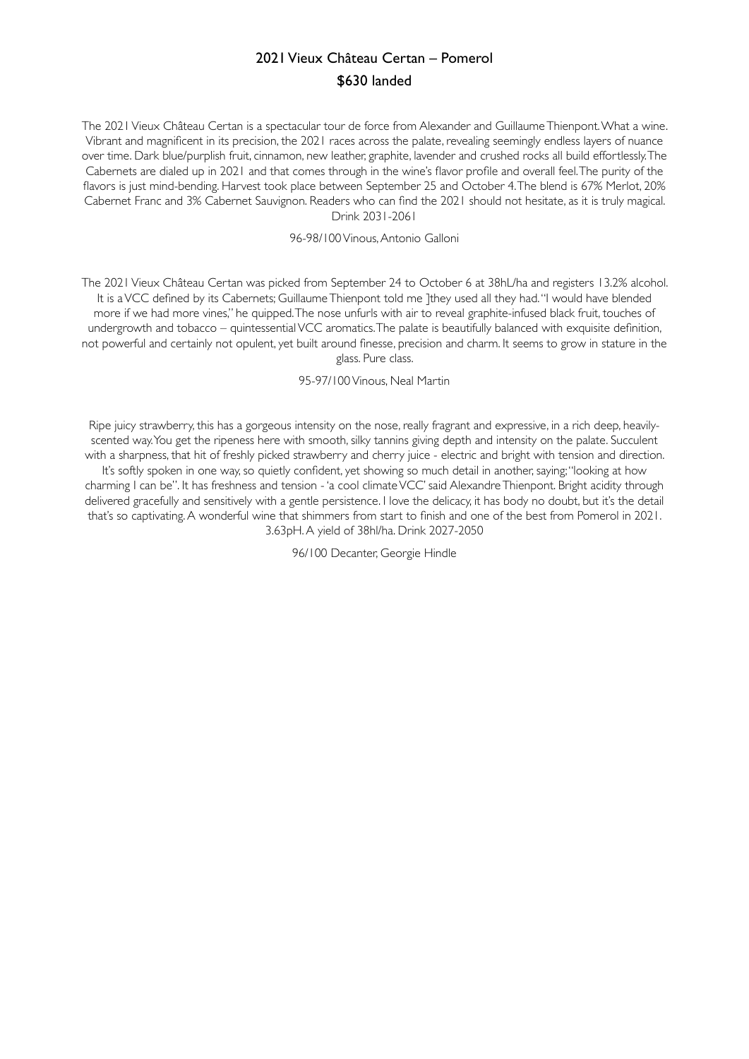## 2021 Vieux Château Certan – Pomerol

**$630 landed**

The 2021 Vieux Château Certan is a spectacular tour de force from Alexander and Guillaume Thienpont. What a wine. Vibrant and magnificent in its precision, the 2021 races across the palate, revealing seemingly endless layers of nuance over time. Dark blue/purplish fruit, cinnamon, new leather, graphite, lavender and crushed rocks all build effortlessly. The Cabernets are dialed up in 2021 and that comes through in the wine's flavor profile and overall feel. The purity of the flavors is just mind-bending. Harvest took place between September 25 and October 4. The blend is 67% Merlot, 20% Cabernet Franc and 3% Cabernet Sauvignon. Readers who can find the 2021 should not hesitate, as it is truly magical. Drink 2031-2061

96-98/100 Vinous, Antonio Galloni

The 2021 Vieux Château Certan was picked from September 24 to October 6 at 38hL/ha and registers 13.2% alcohol. It is a VCC defined by its Cabernets; Guillaume Thienpont told me ]they used all they had. "I would have blended more if we had more vines," he quipped. The nose unfurls with air to reveal graphite-infused black fruit, touches of undergrowth and tobacco – quintessential VCC aromatics. The palate is beautifully balanced with exquisite definition, not powerful and certainly not opulent, yet built around finesse, precision and charm. It seems to grow in stature in the glass. Pure class.

95-97/100 Vinous, Neal Martin

Ripe juicy strawberry, this has a gorgeous intensity on the nose, really fragrant and expressive, in a rich deep, heavily-scented way. You get the ripeness here with smooth, silky tannins giving depth and intensity on the palate. Succulent with a sharpness, that hit of freshly picked strawberry and cherry juice - electric and bright with tension and direction. It's softly spoken in one way, so quietly confident, yet showing so much detail in another, saying; "looking at how charming I can be". It has freshness and tension - 'a cool climate VCC' said Alexandre Thienpont. Bright acidity through delivered gracefully and sensitively with a gentle persistence. I love the delicacy, it has body no doubt, but it's the detail that's so captivating. A wonderful wine that shimmers from start to finish and one of the best from Pomerol in 2021. 3.63pH. A yield of 38hl/ha. Drink 2027-2050

96/100 Decanter, Georgie Hindle